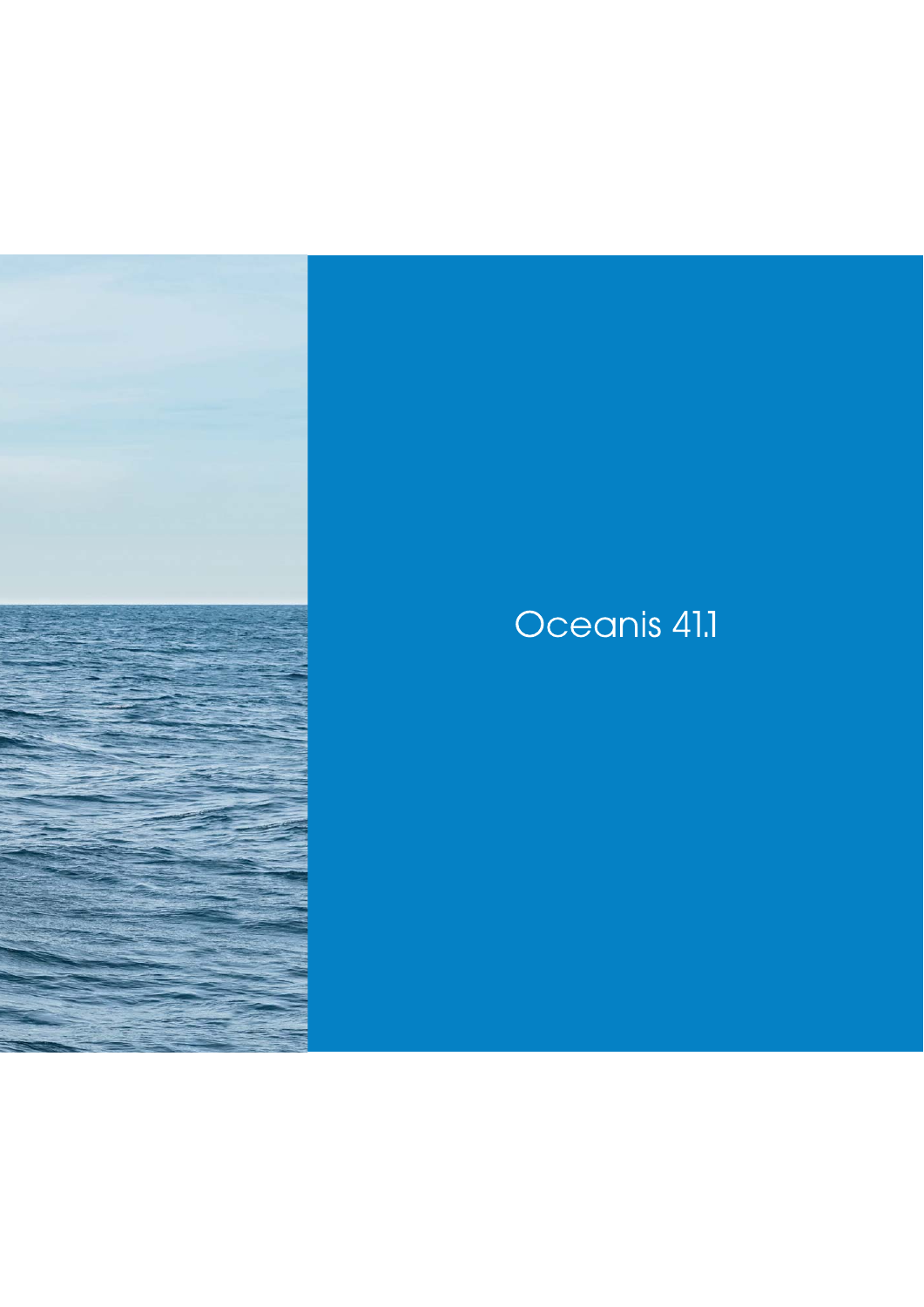# Oceanis 41.1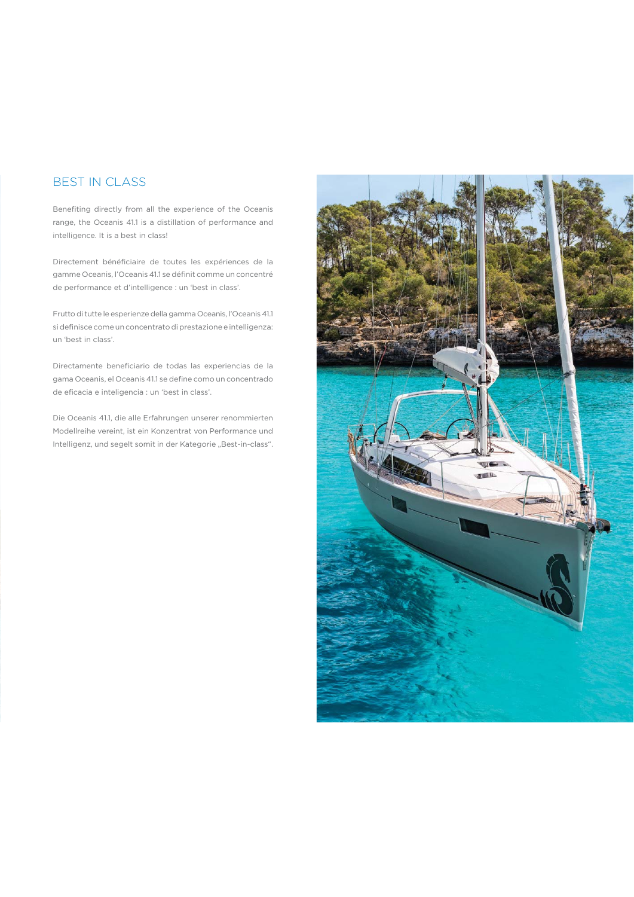## BEST IN CLASS

Benefiting directly from all the experience of the Oceanis range, the Oceanis 41.1 is a distillation of performance and intelligence. It is a best in class!

Directement bénéficiaire de toutes les expériences de la gamme Oceanis, l'Oceanis 41.1 se définit comme un concentré de performance et d'intelligence : un 'best in class'.

Frutto di tutte le esperienze della gamma Oceanis, l'Oceanis 41.1 si definisce come un concentrato di prestazione e intelligenza: un 'best in class'.

Directamente beneficiario de todas las experiencias de la gama Oceanis, el Oceanis 41.1 se define como un concentrado de eficacia e inteligencia : un 'best in class'.

Die Oceanis 41.1, die alle Erfahrungen unserer renommierten Modellreihe vereint, ist ein Konzentrat von Performance und Intelligenz, und segelt somit in der Kategorie „Best-in-class".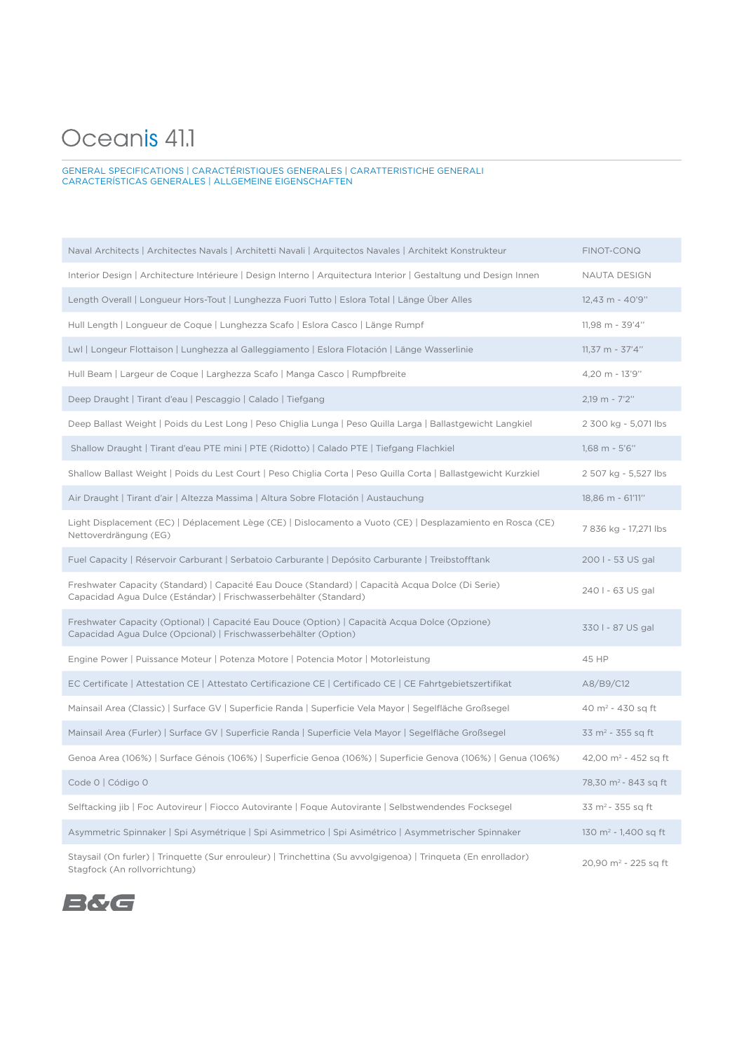# Oceanis 41.1

GENERAL SPECIFICATIONS | CARACTÉRISTIQUES GENERALES | CARATTERISTICHE GENERALI
CARACTERÍSTICAS GENERALES | ALLGEMEINE EIGENSCHAFTEN

| | |
|---|---|
| Naval Architects \| Architectes Navals \| Architetti Navali \| Arquitectos Navales \| Architekt Konstrukteur | FINOT-CONQ |
| Interior Design \| Architecture Intérieure \| Design Interno \| Arquitectura Interior \| Gestaltung und Design Innen | NAUTA DESIGN |
| Length Overall \| Longueur Hors-Tout \| Lunghezza Fuori Tutto \| Eslora Total \| Länge Über Alles | 12,43 m - 40'9'' |
| Hull Length \| Longueur de Coque \| Lunghezza Scafo \| Eslora Casco \| Länge Rumpf | 11,98 m - 39'4'' |
| Lwl \| Longueur Flottaison \| Lunghezza al Galleggiamento \| Eslora Flotación \| Länge Wasserlinie | 11,37 m - 37'4'' |
| Hull Beam \| Largeur de Coque \| Larghezza Scafo \| Manga Casco \| Rumpfbreite | 4,20 m - 13'9'' |
| Deep Draught \| Tirant d'eau \| Pescaggio \| Calado \| Tiefgang | 2,19 m - 7'2'' |
| Deep Ballast Weight \| Poids du Lest Long \| Peso Chiglia Lunga \| Peso Quilla Larga \| Ballastgewicht Langkiel | 2 300 kg - 5,071 lbs |
| Shallow Draught \| Tirant d'eau PTE mini \| PTE (Ridotto) \| Calado PTE \| Tiefgang Flachkiel | 1,68 m - 5'6'' |
| Shallow Ballast Weight \| Poids du Lest Court \| Peso Chiglia Corta \| Peso Quilla Corta \| Ballastgewicht Kurzkiel | 2 507 kg - 5,527 lbs |
| Air Draught \| Tirant d'air \| Altezza Massima \| Altura Sobre Flotación \| Austauchung | 18,86 m - 61'11'' |
| Light Displacement (EC) \| Déplacement Lège (CE) \| Dislocamento a Vuoto (CE) \| Desplazamiento en Rosca (CE) Nettoverdrängung (EG) | 7 836 kg - 17,271 lbs |
| Fuel Capacity \| Réservoir Carburant \| Serbatoio Carburante \| Depósito Carburante \| Treibstofftank | 200 l - 53 US gal |
| Freshwater Capacity (Standard) \| Capacité Eau Douce (Standard) \| Capacità Acqua Dolce (Di Serie) Capacidad Agua Dulce (Estándar) \| Frischwasserbehälter (Standard) | 240 l - 63 US gal |
| Freshwater Capacity (Optional) \| Capacité Eau Douce (Option) \| Capacità Acqua Dolce (Opzione) Capacidad Agua Dulce (Opcional) \| Frischwasserbehälter (Option) | 330 l - 87 US gal |
| Engine Power \| Puissance Moteur \| Potenza Motore \| Potencia Motor \| Motorleistung | 45 HP |
| EC Certificate \| Attestation CE \| Attestato Certificazione CE \| Certificado CE \| CE Fahrtgebietszertifikat | A8/B9/C12 |
| Mainsail Area (Classic) \| Surface GV \| Superficie Randa \| Superficie Vela Mayor \| Segelfläche Großsegel | 40 m² - 430 sq ft |
| Mainsail Area (Furler) \| Surface GV \| Superficie Randa \| Superficie Vela Mayor \| Segelfläche Großsegel | 33 m² - 355 sq ft |
| Genoa Area (106%) \| Surface Génois (106%) \| Superficie Genoa (106%) \| Superficie Genova (106%) \| Genua (106%) | 42,00 m² - 452 sq ft |
| Code 0 \| Código 0 | 78,30 m² - 843 sq ft |
| Selftacking jib \| Foc Autovireur \| Fiocco Autovirante \| Foque Autovirante \| Selbstwendendes Focksegel | 33 m² - 355 sq ft |
| Asymmetric Spinnaker \| Spi Asymétrique \| Spi Asimmetrico \| Spi Asimétrico \| Asymmetrischer Spinnaker | 130 m² - 1,400 sq ft |
| Staysail (On furler) \| Trinquette (Sur enrouleur) \| Trinchettina (Su avvolgigenoa) \| Trinqueta (En enrollador) Stagfock (An rollvorrichtung) | 20,90 m² - 225 sq ft |

B&G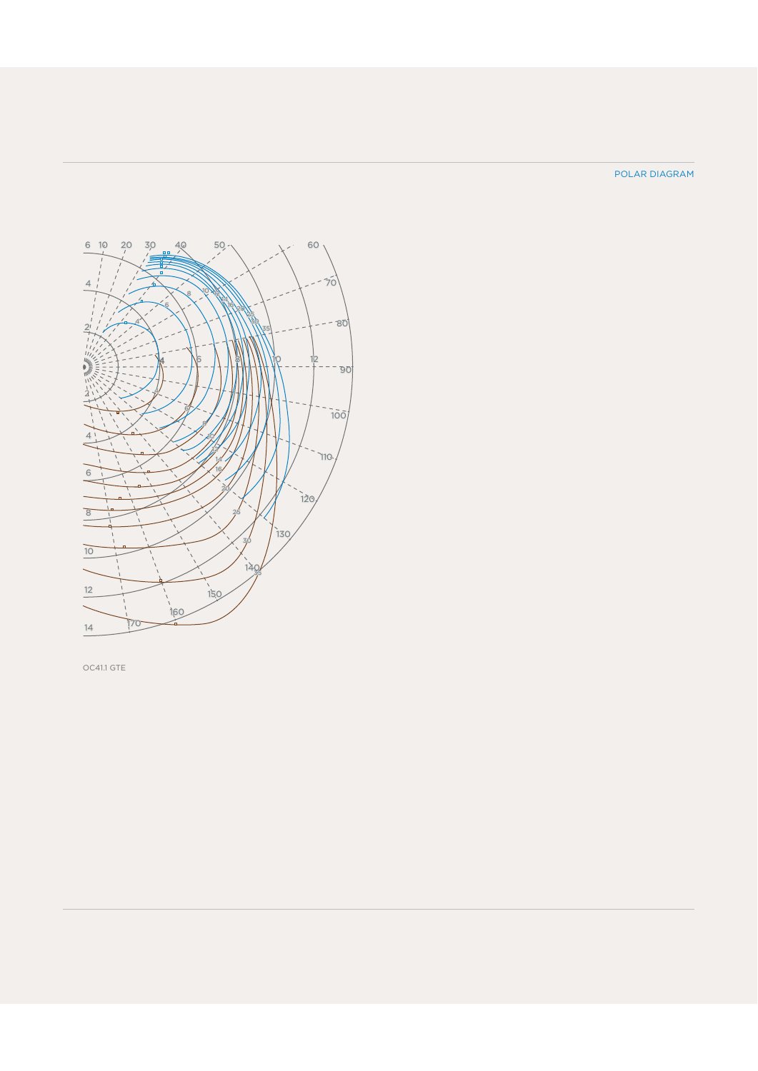POLAR DIAGRAM

OC41.1 GTE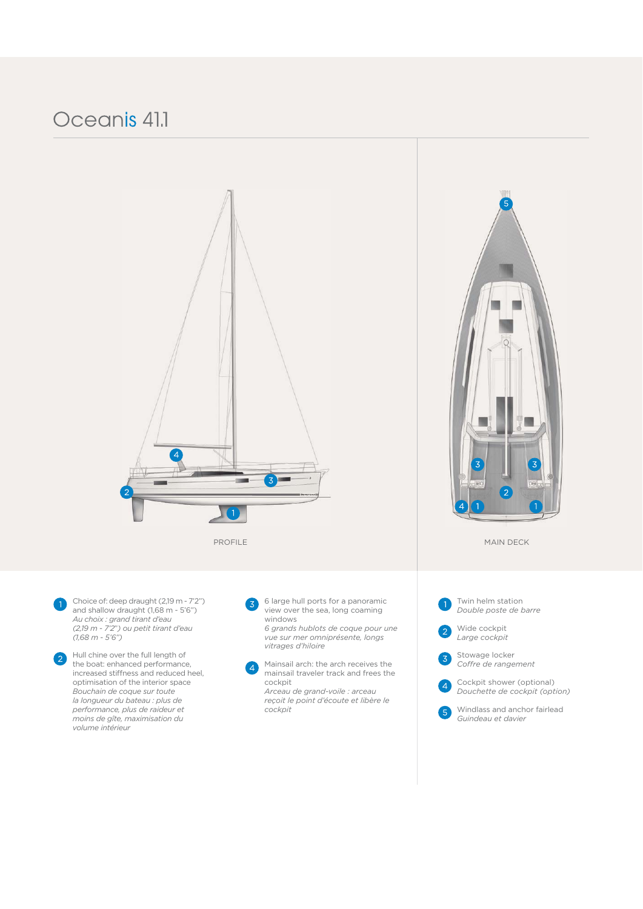# Oceanis 41.1

PROFILE

MAIN DECK

1. Choice of: deep draught (2,19 m - 7'2'') and shallow draught (1,68 m - 5'6'')
   *Au choix : grand tirant d'eau (2,19 m - 7'2'') ou petit tirant d'eau (1,68 m - 5'6'')*
2. Hull chine over the full length of the boat: enhanced performance, increased stiffness and reduced heel, optimisation of the interior space
   *Bouchain de coque sur toute la longueur du bateau : plus de performance, plus de raideur et moins de gîte, maximisation du volume intérieur*
3. 6 large hull ports for a panoramic view over the sea, long coaming windows
   *6 grands hublots de coque pour une vue sur mer omniprésente, longs vitrages d'hiloire*
4. Mainsail arch: the arch receives the mainsail traveler track and frees the cockpit
   *Arceau de grand-voile : arceau reçoit le point d'écoute et libère le cockpit*

1. Twin helm station
   *Double poste de barre*
2. Wide cockpit
   *Large cockpit*
3. Stowage locker
   *Coffre de rangement*
4. Cockpit shower (optional)
   *Douchette de cockpit (option)*
5. Windlass and anchor fairlead
   *Guindeau et davier*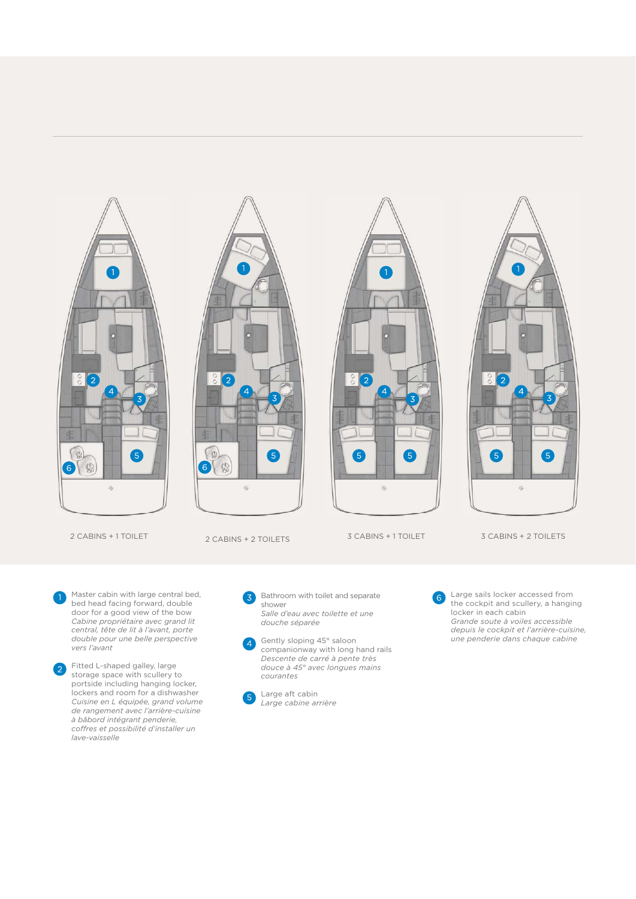2 CABINS + 1 TOILET

2 CABINS + 2 TOILETS

3 CABINS + 1 TOILET

3 CABINS + 2 TOILETS

1. Master cabin with large central bed, bed head facing forward, double door for a good view of the bow
   *Cabine propriétaire avec grand lit central, tête de lit à l'avant, porte double pour une belle perspective vers l'avant*

2. Fitted L-shaped galley, large storage space with scullery to portside including hanging locker, lockers and room for a dishwasher
   *Cuisine en L équipée, grand volume de rangement avec l'arrière-cuisine à bâbord intégrant penderie, coffres et possibilité d'installer un lave-vaisselle*

3. Bathroom with toilet and separate shower
   *Salle d'eau avec toilette et une douche séparée*

4. Gently sloping 45° saloon companionway with long hand rails
   *Descente de carré à pente très douce à 45° avec longues mains courantes*

5. Large aft cabin
   *Large cabine arrière*

6. Large sails locker accessed from the cockpit and scullery, a hanging locker in each cabin
   *Grande soute à voiles accessible depuis le cockpit et l'arrière-cuisine, une penderie dans chaque cabine*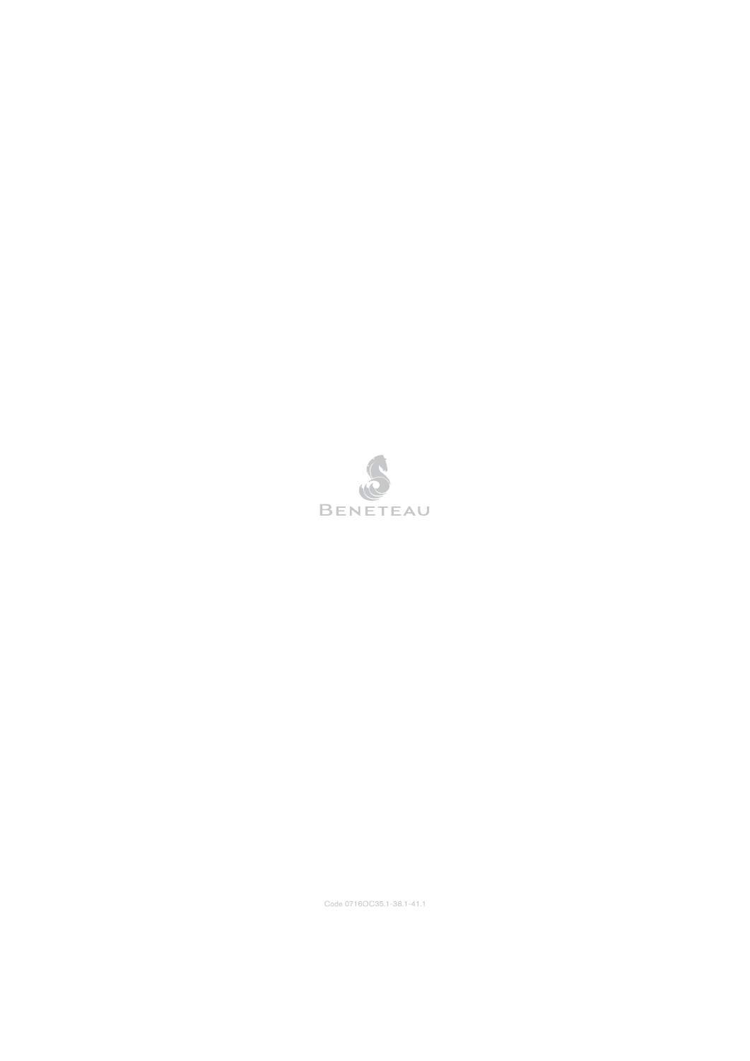BENETEAU

Code 0716OC35.1-38.1-41.1